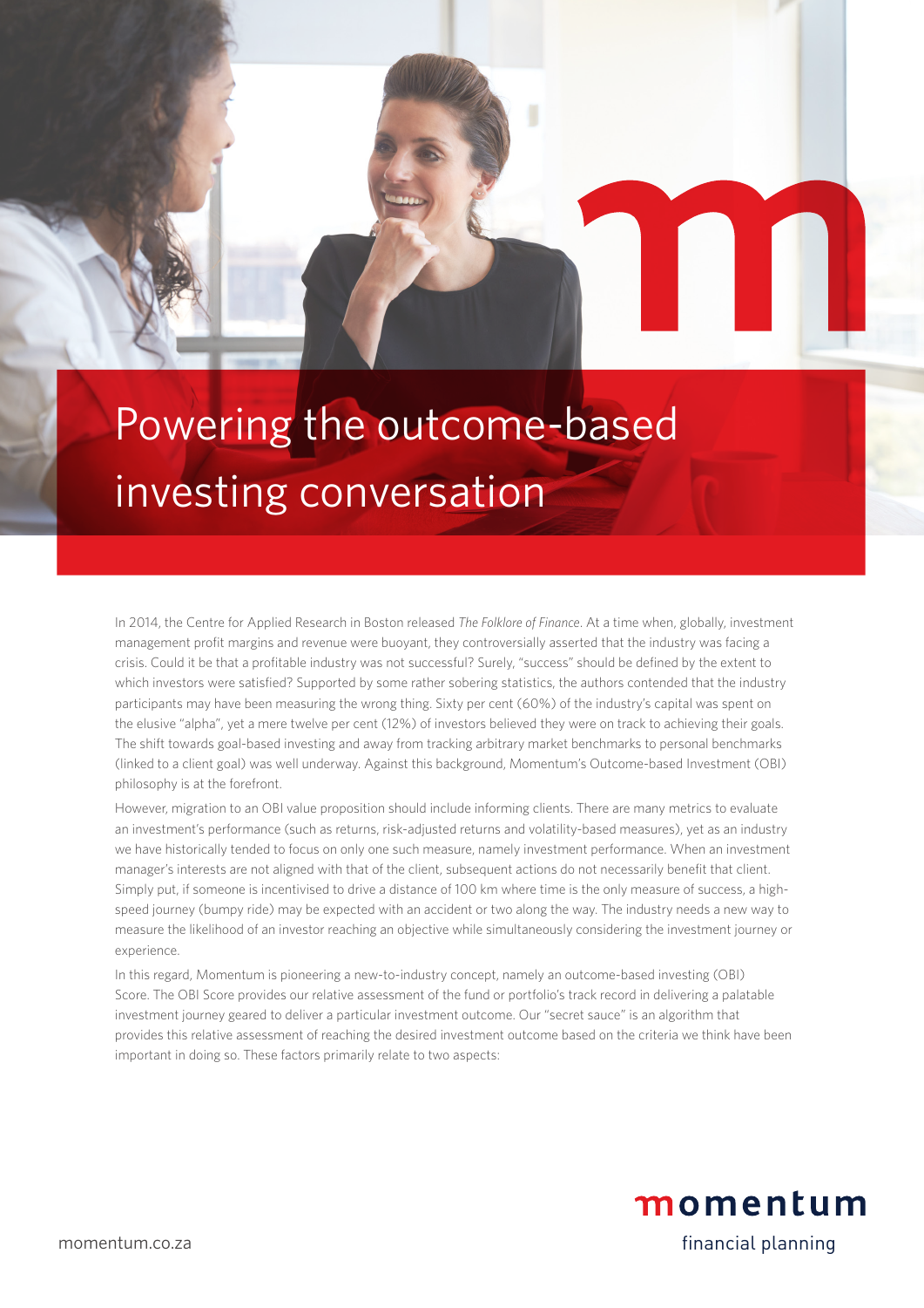# Powering the outcome-based investing conversation

In 2014, the Centre for Applied Research in Boston released *The Folklore of Finance*. At a time when, globally, investment management profit margins and revenue were buoyant, they controversially asserted that the industry was facing a crisis. Could it be that a profitable industry was not successful? Surely, "success" should be defined by the extent to which investors were satisfied? Supported by some rather sobering statistics, the authors contended that the industry participants may have been measuring the wrong thing. Sixty per cent (60%) of the industry's capital was spent on the elusive "alpha", yet a mere twelve per cent (12%) of investors believed they were on track to achieving their goals. The shift towards goal-based investing and away from tracking arbitrary market benchmarks to personal benchmarks (linked to a client goal) was well underway. Against this background, Momentum's Outcome-based Investment (OBI) philosophy is at the forefront.

However, migration to an OBI value proposition should include informing clients. There are many metrics to evaluate an investment's performance (such as returns, risk-adjusted returns and volatility-based measures), yet as an industry we have historically tended to focus on only one such measure, namely investment performance. When an investment manager's interests are not aligned with that of the client, subsequent actions do not necessarily benefit that client. Simply put, if someone is incentivised to drive a distance of 100 km where time is the only measure of success, a high-speed journey (bumpy ride) may be expected with an accident or two along the way. The industry needs a new way to measure the likelihood of an investor reaching an objective while simultaneously considering the investment journey or experience.

In this regard, Momentum is pioneering a new-to-industry concept, namely an outcome-based investing (OBI) Score. The OBI Score provides our relative assessment of the fund or portfolio's track record in delivering a palatable investment journey geared to deliver a particular investment outcome. Our "secret sauce" is an algorithm that provides this relative assessment of reaching the desired investment outcome based on the criteria we think have been important in doing so. These factors primarily relate to two aspects:

momentum.co.za

momentum financial planning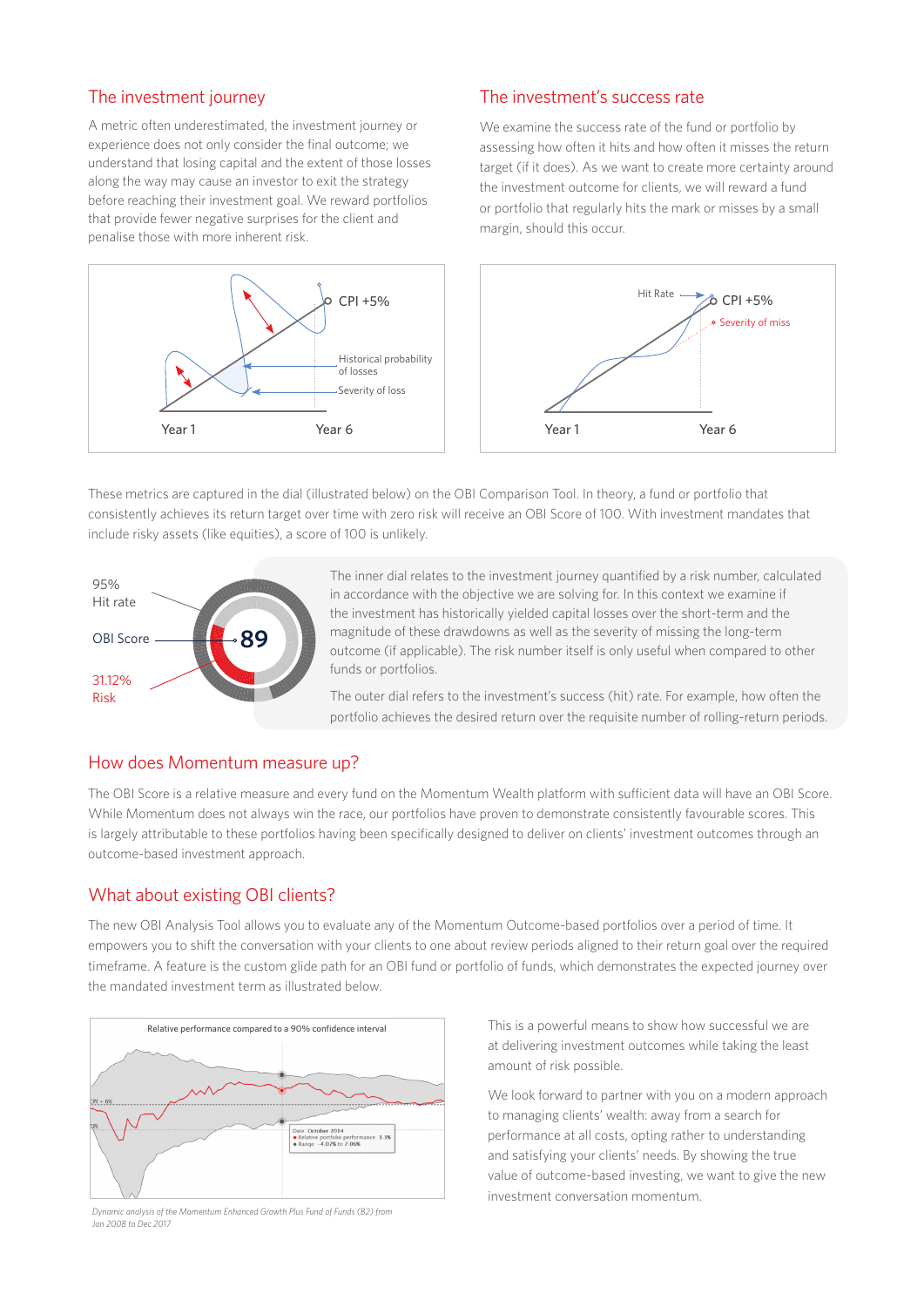## The investment journey

A metric often underestimated, the investment journey or experience does not only consider the final outcome; we understand that losing capital and the extent of those losses along the way may cause an investor to exit the strategy before reaching their investment goal. We reward portfolios that provide fewer negative surprises for the client and penalise those with more inherent risk.

CPI +5%
Historical probability of losses
Severity of loss
Year 1
Year 6

## The investment's success rate

We examine the success rate of the fund or portfolio by assessing how often it hits and how often it misses the return target (if it does). As we want to create more certainty around the investment outcome for clients, we will reward a fund or portfolio that regularly hits the mark or misses by a small margin, should this occur.

Hit Rate
CPI +5%
Severity of miss
Year 1
Year 6

These metrics are captured in the dial (illustrated below) on the OBI Comparison Tool. In theory, a fund or portfolio that consistently achieves its return target over time with zero risk will receive an OBI Score of 100. With investment mandates that include risky assets (like equities), a score of 100 is unlikely.

95%
Hit rate
OBI Score
31.12%
Risk
89

The inner dial relates to the investment journey quantified by a risk number, calculated in accordance with the objective we are solving for. In this context we examine if the investment has historically yielded capital losses over the short-term and the magnitude of these drawdowns as well as the severity of missing the long-term outcome (if applicable). The risk number itself is only useful when compared to other funds or portfolios.

The outer dial refers to the investment's success (hit) rate. For example, how often the portfolio achieves the desired return over the requisite number of rolling-return periods.

## How does Momentum measure up?

The OBI Score is a relative measure and every fund on the Momentum Wealth platform with sufficient data will have an OBI Score. While Momentum does not always win the race, our portfolios have proven to demonstrate consistently favourable scores. This is largely attributable to these portfolios having been specifically designed to deliver on clients' investment outcomes through an outcome-based investment approach.

## What about existing OBI clients?

The new OBI Analysis Tool allows you to evaluate any of the Momentum Outcome-based portfolios over a period of time. It empowers you to shift the conversation with your clients to one about review periods aligned to their return goal over the required timeframe. A feature is the custom glide path for an OBI fund or portfolio of funds, which demonstrates the expected journey over the mandated investment term as illustrated below.

Relative performance compared to a 90% confidence interval
CPI + 6%
CPI
Date: October 2014
Relative portfolio performance: 3.3%
Range: -4.07% to 7.06%

*Dynamic analysis of the Momentum Enhanced Growth Plus Fund of Funds (B2) from Jan 2008 to Dec 2017*

This is a powerful means to show how successful we are at delivering investment outcomes while taking the least amount of risk possible.

We look forward to partner with you on a modern approach to managing clients' wealth: away from a search for performance at all costs, opting rather to understanding and satisfying your clients' needs. By showing the true value of outcome-based investing, we want to give the new investment conversation momentum.